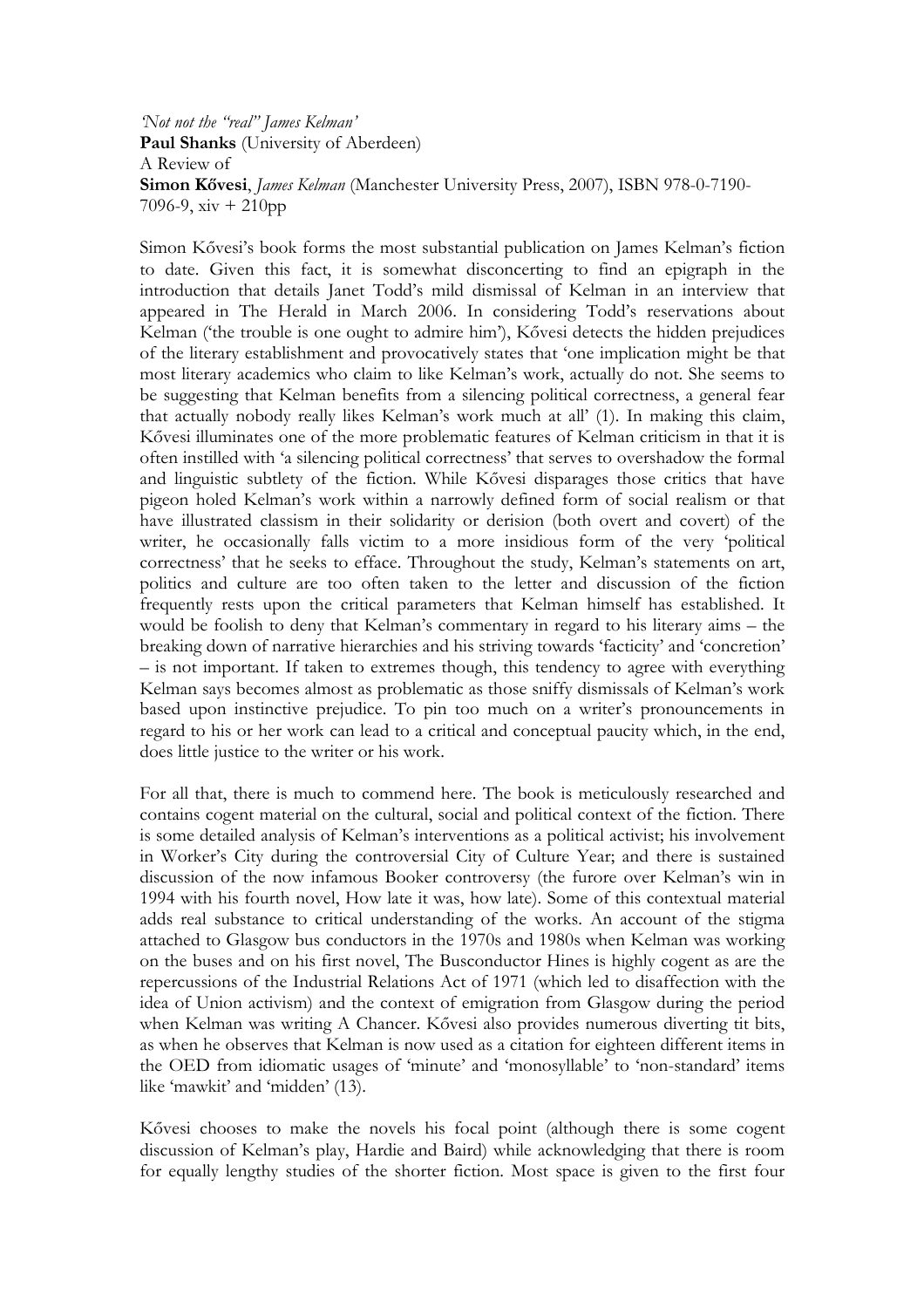*'Not not the "real" James Kelman'*
**Paul Shanks** (University of Aberdeen)
A Review of
**Simon Kővesi**, *James Kelman* (Manchester University Press, 2007), ISBN 978-0-7190-7096-9, xiv + 210pp

Simon Kővesi's book forms the most substantial publication on James Kelman's fiction to date. Given this fact, it is somewhat disconcerting to find an epigraph in the introduction that details Janet Todd's mild dismissal of Kelman in an interview that appeared in The Herald in March 2006. In considering Todd's reservations about Kelman ('the trouble is one ought to admire him'), Kővesi detects the hidden prejudices of the literary establishment and provocatively states that 'one implication might be that most literary academics who claim to like Kelman's work, actually do not. She seems to be suggesting that Kelman benefits from a silencing political correctness, a general fear that actually nobody really likes Kelman's work much at all' (1). In making this claim, Kővesi illuminates one of the more problematic features of Kelman criticism in that it is often instilled with 'a silencing political correctness' that serves to overshadow the formal and linguistic subtlety of the fiction. While Kővesi disparages those critics that have pigeon holed Kelman's work within a narrowly defined form of social realism or that have illustrated classism in their solidarity or derision (both overt and covert) of the writer, he occasionally falls victim to a more insidious form of the very 'political correctness' that he seeks to efface. Throughout the study, Kelman's statements on art, politics and culture are too often taken to the letter and discussion of the fiction frequently rests upon the critical parameters that Kelman himself has established. It would be foolish to deny that Kelman's commentary in regard to his literary aims – the breaking down of narrative hierarchies and his striving towards 'facticity' and 'concretion' – is not important. If taken to extremes though, this tendency to agree with everything Kelman says becomes almost as problematic as those sniffy dismissals of Kelman's work based upon instinctive prejudice. To pin too much on a writer's pronouncements in regard to his or her work can lead to a critical and conceptual paucity which, in the end, does little justice to the writer or his work.

For all that, there is much to commend here. The book is meticulously researched and contains cogent material on the cultural, social and political context of the fiction. There is some detailed analysis of Kelman's interventions as a political activist; his involvement in Worker's City during the controversial City of Culture Year; and there is sustained discussion of the now infamous Booker controversy (the furore over Kelman's win in 1994 with his fourth novel, How late it was, how late). Some of this contextual material adds real substance to critical understanding of the works. An account of the stigma attached to Glasgow bus conductors in the 1970s and 1980s when Kelman was working on the buses and on his first novel, The Busconductor Hines is highly cogent as are the repercussions of the Industrial Relations Act of 1971 (which led to disaffection with the idea of Union activism) and the context of emigration from Glasgow during the period when Kelman was writing A Chancer. Kővesi also provides numerous diverting tit bits, as when he observes that Kelman is now used as a citation for eighteen different items in the OED from idiomatic usages of 'minute' and 'monosyllable' to 'non-standard' items like 'mawkit' and 'midden' (13).

Kővesi chooses to make the novels his focal point (although there is some cogent discussion of Kelman's play, Hardie and Baird) while acknowledging that there is room for equally lengthy studies of the shorter fiction. Most space is given to the first four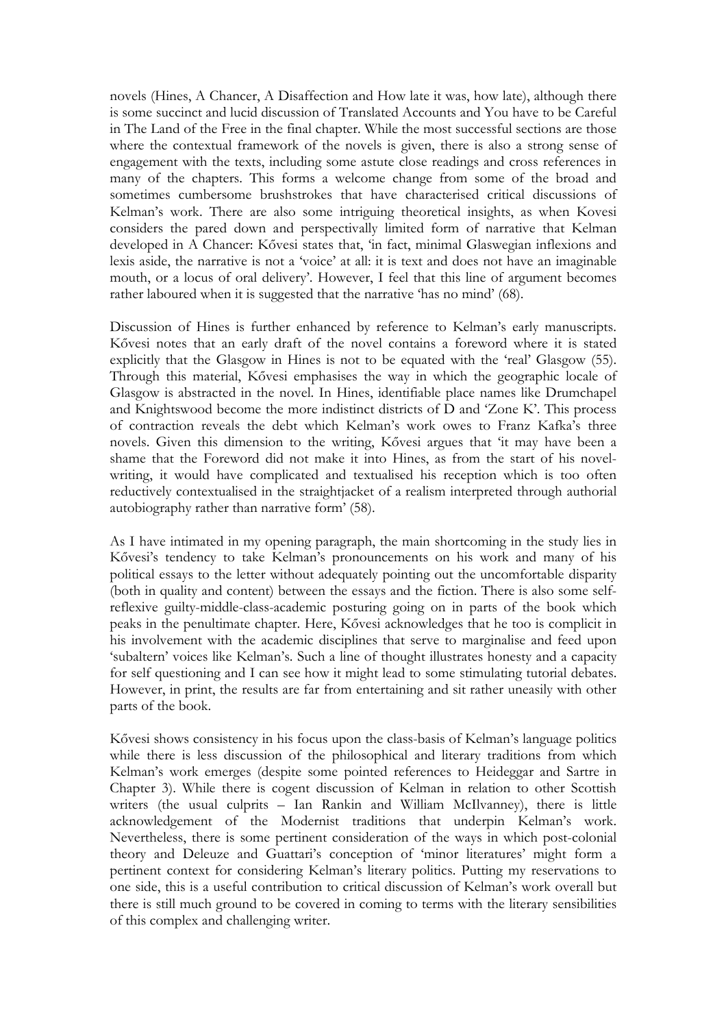novels (Hines, A Chancer, A Disaffection and How late it was, how late), although there is some succinct and lucid discussion of Translated Accounts and You have to be Careful in The Land of the Free in the final chapter. While the most successful sections are those where the contextual framework of the novels is given, there is also a strong sense of engagement with the texts, including some astute close readings and cross references in many of the chapters. This forms a welcome change from some of the broad and sometimes cumbersome brushstrokes that have characterised critical discussions of Kelman's work. There are also some intriguing theoretical insights, as when Kovesi considers the pared down and perspectivally limited form of narrative that Kelman developed in A Chancer: Kővesi states that, 'in fact, minimal Glaswegian inflexions and lexis aside, the narrative is not a 'voice' at all: it is text and does not have an imaginable mouth, or a locus of oral delivery'. However, I feel that this line of argument becomes rather laboured when it is suggested that the narrative 'has no mind' (68).

Discussion of Hines is further enhanced by reference to Kelman's early manuscripts. Kővesi notes that an early draft of the novel contains a foreword where it is stated explicitly that the Glasgow in Hines is not to be equated with the 'real' Glasgow (55). Through this material, Kővesi emphasises the way in which the geographic locale of Glasgow is abstracted in the novel. In Hines, identifiable place names like Drumchapel and Knightswood become the more indistinct districts of D and 'Zone K'. This process of contraction reveals the debt which Kelman's work owes to Franz Kafka's three novels. Given this dimension to the writing, Kővesi argues that 'it may have been a shame that the Foreword did not make it into Hines, as from the start of his novel-writing, it would have complicated and textualised his reception which is too often reductively contextualised in the straightjacket of a realism interpreted through authorial autobiography rather than narrative form' (58).

As I have intimated in my opening paragraph, the main shortcoming in the study lies in Kővesi's tendency to take Kelman's pronouncements on his work and many of his political essays to the letter without adequately pointing out the uncomfortable disparity (both in quality and content) between the essays and the fiction. There is also some self-reflexive guilty-middle-class-academic posturing going on in parts of the book which peaks in the penultimate chapter. Here, Kővesi acknowledges that he too is complicit in his involvement with the academic disciplines that serve to marginalise and feed upon 'subaltern' voices like Kelman's. Such a line of thought illustrates honesty and a capacity for self questioning and I can see how it might lead to some stimulating tutorial debates. However, in print, the results are far from entertaining and sit rather uneasily with other parts of the book.

Kővesi shows consistency in his focus upon the class-basis of Kelman's language politics while there is less discussion of the philosophical and literary traditions from which Kelman's work emerges (despite some pointed references to Heideggar and Sartre in Chapter 3). While there is cogent discussion of Kelman in relation to other Scottish writers (the usual culprits – Ian Rankin and William McIlvanney), there is little acknowledgement of the Modernist traditions that underpin Kelman's work. Nevertheless, there is some pertinent consideration of the ways in which post-colonial theory and Deleuze and Guattari's conception of 'minor literatures' might form a pertinent context for considering Kelman's literary politics. Putting my reservations to one side, this is a useful contribution to critical discussion of Kelman's work overall but there is still much ground to be covered in coming to terms with the literary sensibilities of this complex and challenging writer.